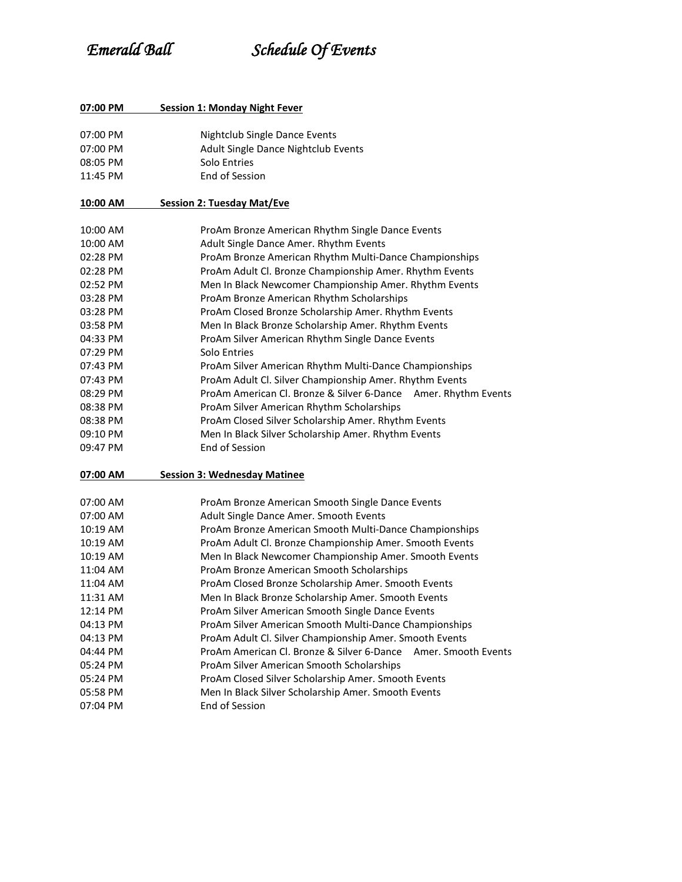# *Emerald Ball* *Schedule Of Events*

**07:00 PM Session 1: Monday Night Fever**

| | |
|---|---|
| 07:00 PM | Nightclub Single Dance Events |
| 07:00 PM | Adult Single Dance Nightclub Events |
| 08:05 PM | Solo Entries |
| 11:45 PM | End of Session |

**10:00 AM Session 2: Tuesday Mat/Eve**

| | |
|---|---|
| 10:00 AM | ProAm Bronze American Rhythm Single Dance Events |
| 10:00 AM | Adult Single Dance Amer. Rhythm Events |
| 02:28 PM | ProAm Bronze American Rhythm Multi-Dance Championships |
| 02:28 PM | ProAm Adult Cl. Bronze Championship Amer. Rhythm Events |
| 02:52 PM | Men In Black Newcomer Championship Amer. Rhythm Events |
| 03:28 PM | ProAm Bronze American Rhythm Scholarships |
| 03:28 PM | ProAm Closed Bronze Scholarship Amer. Rhythm Events |
| 03:58 PM | Men In Black Bronze Scholarship Amer. Rhythm Events |
| 04:33 PM | ProAm Silver American Rhythm Single Dance Events |
| 07:29 PM | Solo Entries |
| 07:43 PM | ProAm Silver American Rhythm Multi-Dance Championships |
| 07:43 PM | ProAm Adult Cl. Silver Championship Amer. Rhythm Events |
| 08:29 PM | ProAm American Cl. Bronze & Silver 6-Dance Amer. Rhythm Events |
| 08:38 PM | ProAm Silver American Rhythm Scholarships |
| 08:38 PM | ProAm Closed Silver Scholarship Amer. Rhythm Events |
| 09:10 PM | Men In Black Silver Scholarship Amer. Rhythm Events |
| 09:47 PM | End of Session |

**07:00 AM Session 3: Wednesday Matinee**

| | |
|---|---|
| 07:00 AM | ProAm Bronze American Smooth Single Dance Events |
| 07:00 AM | Adult Single Dance Amer. Smooth Events |
| 10:19 AM | ProAm Bronze American Smooth Multi-Dance Championships |
| 10:19 AM | ProAm Adult Cl. Bronze Championship Amer. Smooth Events |
| 10:19 AM | Men In Black Newcomer Championship Amer. Smooth Events |
| 11:04 AM | ProAm Bronze American Smooth Scholarships |
| 11:04 AM | ProAm Closed Bronze Scholarship Amer. Smooth Events |
| 11:31 AM | Men In Black Bronze Scholarship Amer. Smooth Events |
| 12:14 PM | ProAm Silver American Smooth Single Dance Events |
| 04:13 PM | ProAm Silver American Smooth Multi-Dance Championships |
| 04:13 PM | ProAm Adult Cl. Silver Championship Amer. Smooth Events |
| 04:44 PM | ProAm American Cl. Bronze & Silver 6-Dance Amer. Smooth Events |
| 05:24 PM | ProAm Silver American Smooth Scholarships |
| 05:24 PM | ProAm Closed Silver Scholarship Amer. Smooth Events |
| 05:58 PM | Men In Black Silver Scholarship Amer. Smooth Events |
| 07:04 PM | End of Session |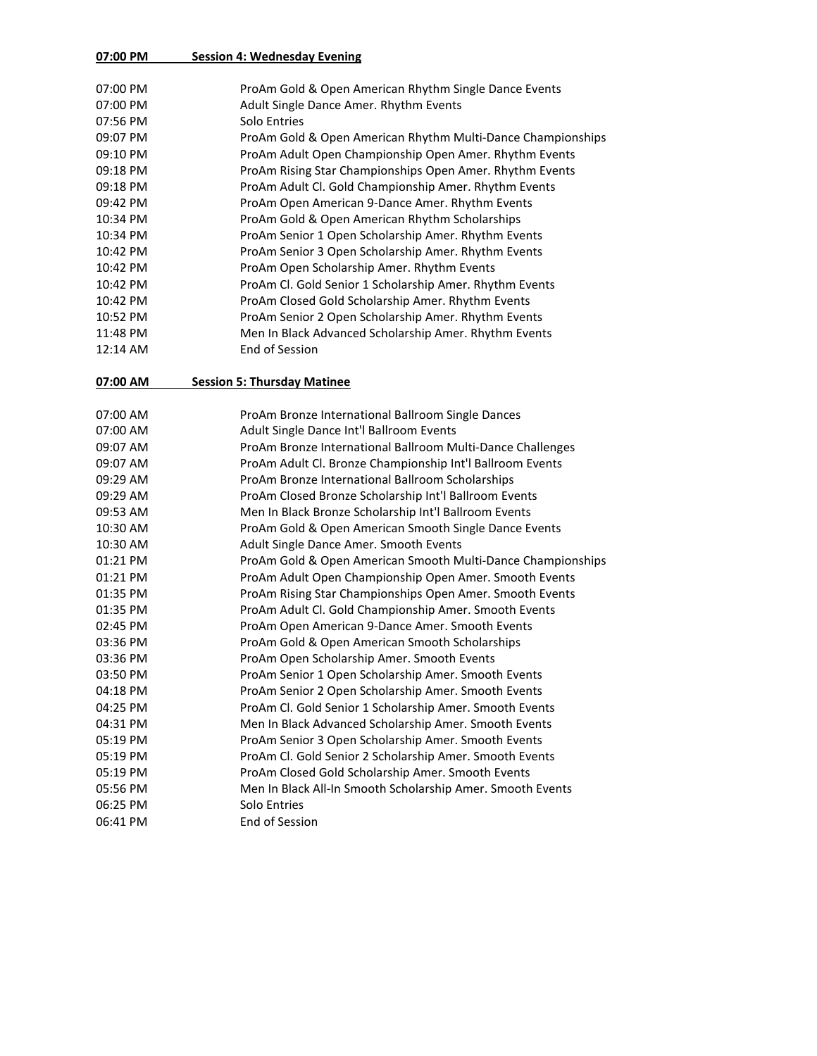**07:00 PM Session 4: Wednesday Evening**

| | |
|---|---|
| 07:00 PM | ProAm Gold & Open American Rhythm Single Dance Events |
| 07:00 PM | Adult Single Dance Amer. Rhythm Events |
| 07:56 PM | Solo Entries |
| 09:07 PM | ProAm Gold & Open American Rhythm Multi-Dance Championships |
| 09:10 PM | ProAm Adult Open Championship Open Amer. Rhythm Events |
| 09:18 PM | ProAm Rising Star Championships Open Amer. Rhythm Events |
| 09:18 PM | ProAm Adult Cl. Gold Championship Amer. Rhythm Events |
| 09:42 PM | ProAm Open American 9-Dance Amer. Rhythm Events |
| 10:34 PM | ProAm Gold & Open American Rhythm Scholarships |
| 10:34 PM | ProAm Senior 1 Open Scholarship Amer. Rhythm Events |
| 10:42 PM | ProAm Senior 3 Open Scholarship Amer. Rhythm Events |
| 10:42 PM | ProAm Open Scholarship Amer. Rhythm Events |
| 10:42 PM | ProAm Cl. Gold Senior 1 Scholarship Amer. Rhythm Events |
| 10:42 PM | ProAm Closed Gold Scholarship Amer. Rhythm Events |
| 10:52 PM | ProAm Senior 2 Open Scholarship Amer. Rhythm Events |
| 11:48 PM | Men In Black Advanced Scholarship Amer. Rhythm Events |
| 12:14 AM | End of Session |

**07:00 AM Session 5: Thursday Matinee**

| | |
|---|---|
| 07:00 AM | ProAm Bronze International Ballroom Single Dances |
| 07:00 AM | Adult Single Dance Int'l Ballroom Events |
| 09:07 AM | ProAm Bronze International Ballroom Multi-Dance Challenges |
| 09:07 AM | ProAm Adult Cl. Bronze Championship Int'l Ballroom Events |
| 09:29 AM | ProAm Bronze International Ballroom Scholarships |
| 09:29 AM | ProAm Closed Bronze Scholarship Int'l Ballroom Events |
| 09:53 AM | Men In Black Bronze Scholarship Int'l Ballroom Events |
| 10:30 AM | ProAm Gold & Open American Smooth Single Dance Events |
| 10:30 AM | Adult Single Dance Amer. Smooth Events |
| 01:21 PM | ProAm Gold & Open American Smooth Multi-Dance Championships |
| 01:21 PM | ProAm Adult Open Championship Open Amer. Smooth Events |
| 01:35 PM | ProAm Rising Star Championships Open Amer. Smooth Events |
| 01:35 PM | ProAm Adult Cl. Gold Championship Amer. Smooth Events |
| 02:45 PM | ProAm Open American 9-Dance Amer. Smooth Events |
| 03:36 PM | ProAm Gold & Open American Smooth Scholarships |
| 03:36 PM | ProAm Open Scholarship Amer. Smooth Events |
| 03:50 PM | ProAm Senior 1 Open Scholarship Amer. Smooth Events |
| 04:18 PM | ProAm Senior 2 Open Scholarship Amer. Smooth Events |
| 04:25 PM | ProAm Cl. Gold Senior 1 Scholarship Amer. Smooth Events |
| 04:31 PM | Men In Black Advanced Scholarship Amer. Smooth Events |
| 05:19 PM | ProAm Senior 3 Open Scholarship Amer. Smooth Events |
| 05:19 PM | ProAm Cl. Gold Senior 2 Scholarship Amer. Smooth Events |
| 05:19 PM | ProAm Closed Gold Scholarship Amer. Smooth Events |
| 05:56 PM | Men In Black All-In Smooth Scholarship Amer. Smooth Events |
| 06:25 PM | Solo Entries |
| 06:41 PM | End of Session |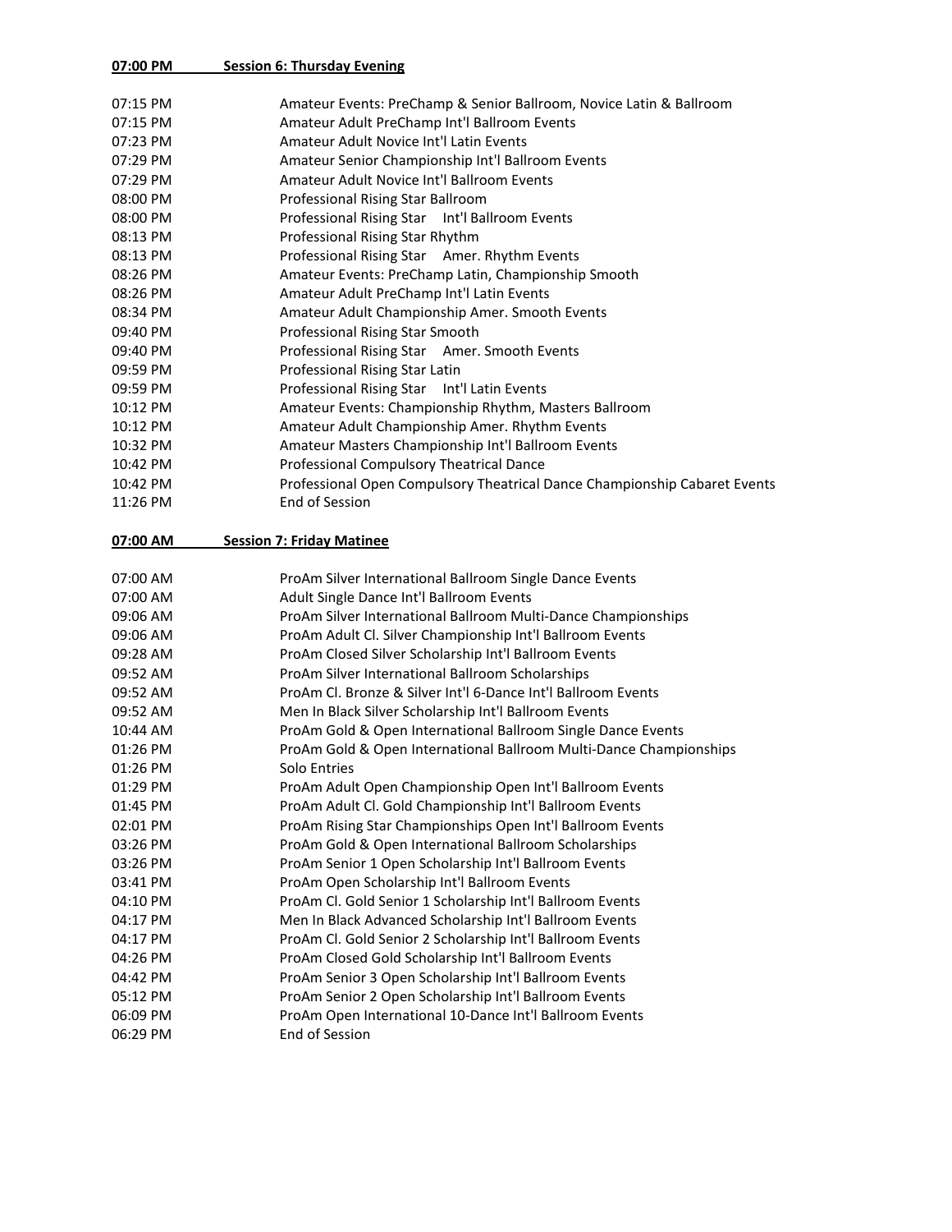**07:00 PM Session 6: Thursday Evening**

| | |
|---|---|
| 07:15 PM | Amateur Events: PreChamp & Senior Ballroom, Novice Latin & Ballroom |
| 07:15 PM | Amateur Adult PreChamp Int'l Ballroom Events |
| 07:23 PM | Amateur Adult Novice Int'l Latin Events |
| 07:29 PM | Amateur Senior Championship Int'l Ballroom Events |
| 07:29 PM | Amateur Adult Novice Int'l Ballroom Events |
| 08:00 PM | Professional Rising Star Ballroom |
| 08:00 PM | Professional Rising Star Int'l Ballroom Events |
| 08:13 PM | Professional Rising Star Rhythm |
| 08:13 PM | Professional Rising Star Amer. Rhythm Events |
| 08:26 PM | Amateur Events: PreChamp Latin, Championship Smooth |
| 08:26 PM | Amateur Adult PreChamp Int'l Latin Events |
| 08:34 PM | Amateur Adult Championship Amer. Smooth Events |
| 09:40 PM | Professional Rising Star Smooth |
| 09:40 PM | Professional Rising Star Amer. Smooth Events |
| 09:59 PM | Professional Rising Star Latin |
| 09:59 PM | Professional Rising Star Int'l Latin Events |
| 10:12 PM | Amateur Events: Championship Rhythm, Masters Ballroom |
| 10:12 PM | Amateur Adult Championship Amer. Rhythm Events |
| 10:32 PM | Amateur Masters Championship Int'l Ballroom Events |
| 10:42 PM | Professional Compulsory Theatrical Dance |
| 10:42 PM | Professional Open Compulsory Theatrical Dance Championship Cabaret Events |
| 11:26 PM | End of Session |

**07:00 AM Session 7: Friday Matinee**

| | |
|---|---|
| 07:00 AM | ProAm Silver International Ballroom Single Dance Events |
| 07:00 AM | Adult Single Dance Int'l Ballroom Events |
| 09:06 AM | ProAm Silver International Ballroom Multi-Dance Championships |
| 09:06 AM | ProAm Adult Cl. Silver Championship Int'l Ballroom Events |
| 09:28 AM | ProAm Closed Silver Scholarship Int'l Ballroom Events |
| 09:52 AM | ProAm Silver International Ballroom Scholarships |
| 09:52 AM | ProAm Cl. Bronze & Silver Int'l 6-Dance Int'l Ballroom Events |
| 09:52 AM | Men In Black Silver Scholarship Int'l Ballroom Events |
| 10:44 AM | ProAm Gold & Open International Ballroom Single Dance Events |
| 01:26 PM | ProAm Gold & Open International Ballroom Multi-Dance Championships |
| 01:26 PM | Solo Entries |
| 01:29 PM | ProAm Adult Open Championship Open Int'l Ballroom Events |
| 01:45 PM | ProAm Adult Cl. Gold Championship Int'l Ballroom Events |
| 02:01 PM | ProAm Rising Star Championships Open Int'l Ballroom Events |
| 03:26 PM | ProAm Gold & Open International Ballroom Scholarships |
| 03:26 PM | ProAm Senior 1 Open Scholarship Int'l Ballroom Events |
| 03:41 PM | ProAm Open Scholarship Int'l Ballroom Events |
| 04:10 PM | ProAm Cl. Gold Senior 1 Scholarship Int'l Ballroom Events |
| 04:17 PM | Men In Black Advanced Scholarship Int'l Ballroom Events |
| 04:17 PM | ProAm Cl. Gold Senior 2 Scholarship Int'l Ballroom Events |
| 04:26 PM | ProAm Closed Gold Scholarship Int'l Ballroom Events |
| 04:42 PM | ProAm Senior 3 Open Scholarship Int'l Ballroom Events |
| 05:12 PM | ProAm Senior 2 Open Scholarship Int'l Ballroom Events |
| 06:09 PM | ProAm Open International 10-Dance Int'l Ballroom Events |
| 06:29 PM | End of Session |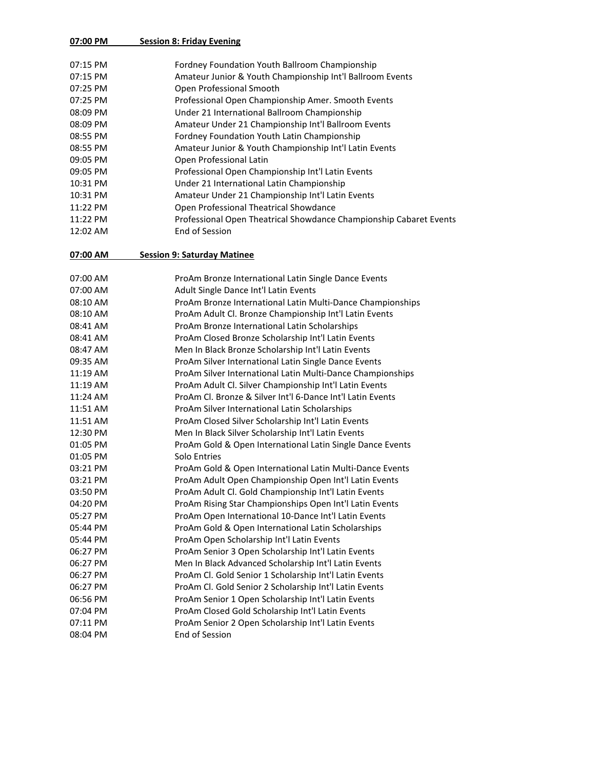**07:00 PM Session 8: Friday Evening**

| | |
|---|---|
| 07:15 PM | Fordney Foundation Youth Ballroom Championship |
| 07:15 PM | Amateur Junior & Youth Championship Int'l Ballroom Events |
| 07:25 PM | Open Professional Smooth |
| 07:25 PM | Professional Open Championship Amer. Smooth Events |
| 08:09 PM | Under 21 International Ballroom Championship |
| 08:09 PM | Amateur Under 21 Championship Int'l Ballroom Events |
| 08:55 PM | Fordney Foundation Youth Latin Championship |
| 08:55 PM | Amateur Junior & Youth Championship Int'l Latin Events |
| 09:05 PM | Open Professional Latin |
| 09:05 PM | Professional Open Championship Int'l Latin Events |
| 10:31 PM | Under 21 International Latin Championship |
| 10:31 PM | Amateur Under 21 Championship Int'l Latin Events |
| 11:22 PM | Open Professional Theatrical Showdance |
| 11:22 PM | Professional Open Theatrical Showdance Championship Cabaret Events |
| 12:02 AM | End of Session |

**07:00 AM Session 9: Saturday Matinee**

| | |
|---|---|
| 07:00 AM | ProAm Bronze International Latin Single Dance Events |
| 07:00 AM | Adult Single Dance Int'l Latin Events |
| 08:10 AM | ProAm Bronze International Latin Multi-Dance Championships |
| 08:10 AM | ProAm Adult Cl. Bronze Championship Int'l Latin Events |
| 08:41 AM | ProAm Bronze International Latin Scholarships |
| 08:41 AM | ProAm Closed Bronze Scholarship Int'l Latin Events |
| 08:47 AM | Men In Black Bronze Scholarship Int'l Latin Events |
| 09:35 AM | ProAm Silver International Latin Single Dance Events |
| 11:19 AM | ProAm Silver International Latin Multi-Dance Championships |
| 11:19 AM | ProAm Adult Cl. Silver Championship Int'l Latin Events |
| 11:24 AM | ProAm Cl. Bronze & Silver Int'l 6-Dance Int'l Latin Events |
| 11:51 AM | ProAm Silver International Latin Scholarships |
| 11:51 AM | ProAm Closed Silver Scholarship Int'l Latin Events |
| 12:30 PM | Men In Black Silver Scholarship Int'l Latin Events |
| 01:05 PM | ProAm Gold & Open International Latin Single Dance Events |
| 01:05 PM | Solo Entries |
| 03:21 PM | ProAm Gold & Open International Latin Multi-Dance Events |
| 03:21 PM | ProAm Adult Open Championship Open Int'l Latin Events |
| 03:50 PM | ProAm Adult Cl. Gold Championship Int'l Latin Events |
| 04:20 PM | ProAm Rising Star Championships Open Int'l Latin Events |
| 05:27 PM | ProAm Open International 10-Dance Int'l Latin Events |
| 05:44 PM | ProAm Gold & Open International Latin Scholarships |
| 05:44 PM | ProAm Open Scholarship Int'l Latin Events |
| 06:27 PM | ProAm Senior 3 Open Scholarship Int'l Latin Events |
| 06:27 PM | Men In Black Advanced Scholarship Int'l Latin Events |
| 06:27 PM | ProAm Cl. Gold Senior 1 Scholarship Int'l Latin Events |
| 06:27 PM | ProAm Cl. Gold Senior 2 Scholarship Int'l Latin Events |
| 06:56 PM | ProAm Senior 1 Open Scholarship Int'l Latin Events |
| 07:04 PM | ProAm Closed Gold Scholarship Int'l Latin Events |
| 07:11 PM | ProAm Senior 2 Open Scholarship Int'l Latin Events |
| 08:04 PM | End of Session |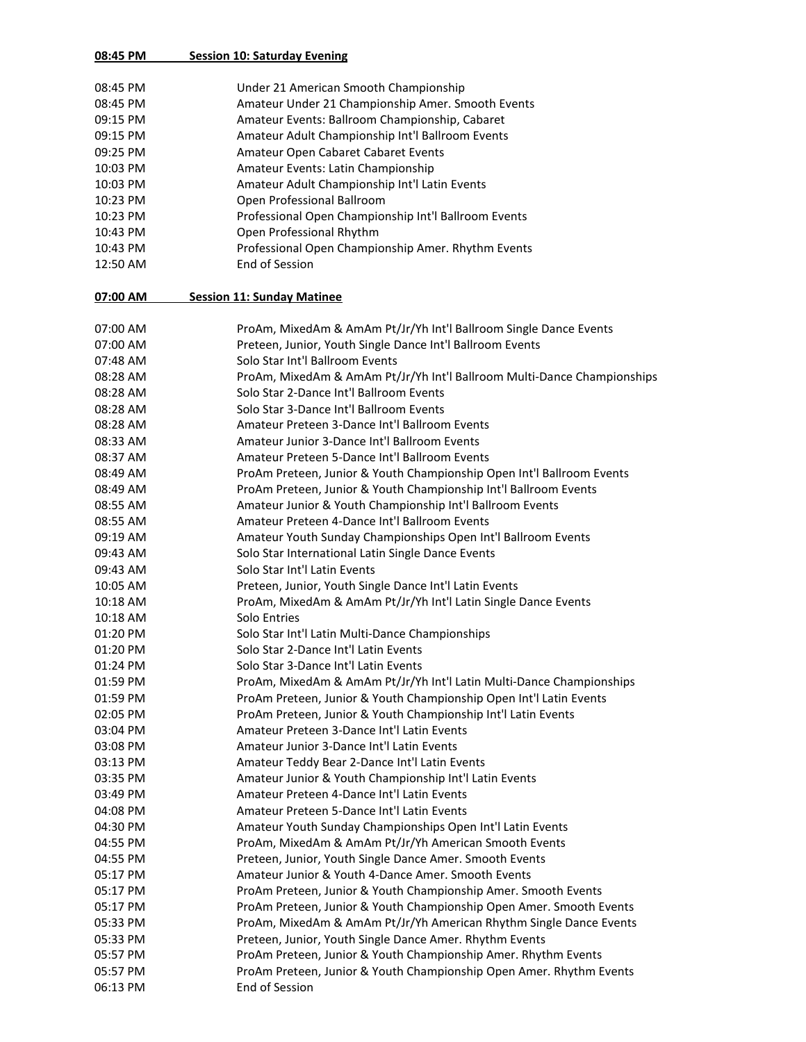**08:45 PM Session 10: Saturday Evening**

| | |
|---|---|
| 08:45 PM | Under 21 American Smooth Championship |
| 08:45 PM | Amateur Under 21 Championship Amer. Smooth Events |
| 09:15 PM | Amateur Events: Ballroom Championship, Cabaret |
| 09:15 PM | Amateur Adult Championship Int'l Ballroom Events |
| 09:25 PM | Amateur Open Cabaret Cabaret Events |
| 10:03 PM | Amateur Events: Latin Championship |
| 10:03 PM | Amateur Adult Championship Int'l Latin Events |
| 10:23 PM | Open Professional Ballroom |
| 10:23 PM | Professional Open Championship Int'l Ballroom Events |
| 10:43 PM | Open Professional Rhythm |
| 10:43 PM | Professional Open Championship Amer. Rhythm Events |
| 12:50 AM | End of Session |

**07:00 AM Session 11: Sunday Matinee**

| | |
|---|---|
| 07:00 AM | ProAm, MixedAm & AmAm Pt/Jr/Yh Int'l Ballroom Single Dance Events |
| 07:00 AM | Preteen, Junior, Youth Single Dance Int'l Ballroom Events |
| 07:48 AM | Solo Star Int'l Ballroom Events |
| 08:28 AM | ProAm, MixedAm & AmAm Pt/Jr/Yh Int'l Ballroom Multi-Dance Championships |
| 08:28 AM | Solo Star 2-Dance Int'l Ballroom Events |
| 08:28 AM | Solo Star 3-Dance Int'l Ballroom Events |
| 08:28 AM | Amateur Preteen 3-Dance Int'l Ballroom Events |
| 08:33 AM | Amateur Junior 3-Dance Int'l Ballroom Events |
| 08:37 AM | Amateur Preteen 5-Dance Int'l Ballroom Events |
| 08:49 AM | ProAm Preteen, Junior & Youth Championship Open Int'l Ballroom Events |
| 08:49 AM | ProAm Preteen, Junior & Youth Championship Int'l Ballroom Events |
| 08:55 AM | Amateur Junior & Youth Championship Int'l Ballroom Events |
| 08:55 AM | Amateur Preteen 4-Dance Int'l Ballroom Events |
| 09:19 AM | Amateur Youth Sunday Championships Open Int'l Ballroom Events |
| 09:43 AM | Solo Star International Latin Single Dance Events |
| 09:43 AM | Solo Star Int'l Latin Events |
| 10:05 AM | Preteen, Junior, Youth Single Dance Int'l Latin Events |
| 10:18 AM | ProAm, MixedAm & AmAm Pt/Jr/Yh Int'l Latin Single Dance Events |
| 10:18 AM | Solo Entries |
| 01:20 PM | Solo Star Int'l Latin Multi-Dance Championships |
| 01:20 PM | Solo Star 2-Dance Int'l Latin Events |
| 01:24 PM | Solo Star 3-Dance Int'l Latin Events |
| 01:59 PM | ProAm, MixedAm & AmAm Pt/Jr/Yh Int'l Latin Multi-Dance Championships |
| 01:59 PM | ProAm Preteen, Junior & Youth Championship Open Int'l Latin Events |
| 02:05 PM | ProAm Preteen, Junior & Youth Championship Int'l Latin Events |
| 03:04 PM | Amateur Preteen 3-Dance Int'l Latin Events |
| 03:08 PM | Amateur Junior 3-Dance Int'l Latin Events |
| 03:13 PM | Amateur Teddy Bear 2-Dance Int'l Latin Events |
| 03:35 PM | Amateur Junior & Youth Championship Int'l Latin Events |
| 03:49 PM | Amateur Preteen 4-Dance Int'l Latin Events |
| 04:08 PM | Amateur Preteen 5-Dance Int'l Latin Events |
| 04:30 PM | Amateur Youth Sunday Championships Open Int'l Latin Events |
| 04:55 PM | ProAm, MixedAm & AmAm Pt/Jr/Yh American Smooth Events |
| 04:55 PM | Preteen, Junior, Youth Single Dance Amer. Smooth Events |
| 05:17 PM | Amateur Junior & Youth 4-Dance Amer. Smooth Events |
| 05:17 PM | ProAm Preteen, Junior & Youth Championship Amer. Smooth Events |
| 05:17 PM | ProAm Preteen, Junior & Youth Championship Open Amer. Smooth Events |
| 05:33 PM | ProAm, MixedAm & AmAm Pt/Jr/Yh American Rhythm Single Dance Events |
| 05:33 PM | Preteen, Junior, Youth Single Dance Amer. Rhythm Events |
| 05:57 PM | ProAm Preteen, Junior & Youth Championship Amer. Rhythm Events |
| 05:57 PM | ProAm Preteen, Junior & Youth Championship Open Amer. Rhythm Events |
| 06:13 PM | End of Session |